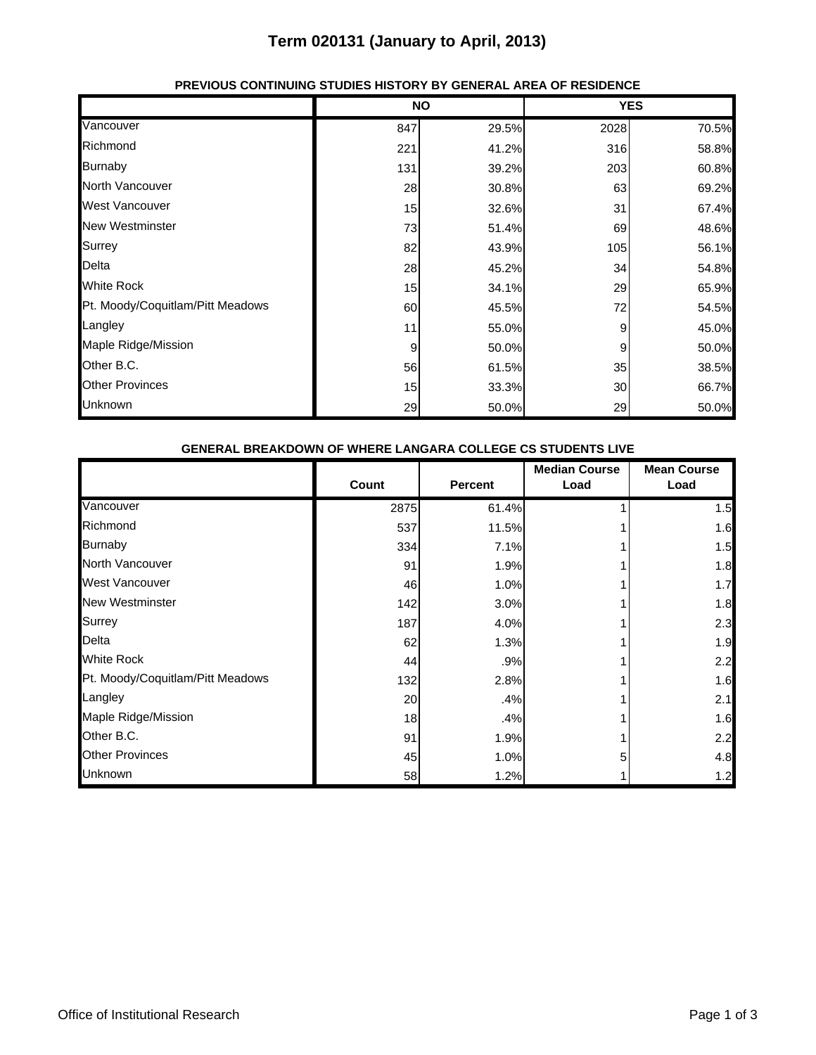# Term 020131 (January to April, 2013)

### PREVIOUS CONTINUING STUDIES HISTORY BY GENERAL AREA OF RESIDENCE

| | NO | | YES | |
|---|---|---|---|---|
| Vancouver | 847 | 29.5% | 2028 | 70.5% |
| Richmond | 221 | 41.2% | 316 | 58.8% |
| Burnaby | 131 | 39.2% | 203 | 60.8% |
| North Vancouver | 28 | 30.8% | 63 | 69.2% |
| West Vancouver | 15 | 32.6% | 31 | 67.4% |
| New Westminster | 73 | 51.4% | 69 | 48.6% |
| Surrey | 82 | 43.9% | 105 | 56.1% |
| Delta | 28 | 45.2% | 34 | 54.8% |
| White Rock | 15 | 34.1% | 29 | 65.9% |
| Pt. Moody/Coquitlam/Pitt Meadows | 60 | 45.5% | 72 | 54.5% |
| Langley | 11 | 55.0% | 9 | 45.0% |
| Maple Ridge/Mission | 9 | 50.0% | 9 | 50.0% |
| Other B.C. | 56 | 61.5% | 35 | 38.5% |
| Other Provinces | 15 | 33.3% | 30 | 66.7% |
| Unknown | 29 | 50.0% | 29 | 50.0% |

### GENERAL BREAKDOWN OF WHERE LANGARA COLLEGE CS STUDENTS LIVE

| | Count | Percent | Median Course Load | Mean Course Load |
|---|---|---|---|---|
| Vancouver | 2875 | 61.4% | 1 | 1.5 |
| Richmond | 537 | 11.5% | 1 | 1.6 |
| Burnaby | 334 | 7.1% | 1 | 1.5 |
| North Vancouver | 91 | 1.9% | 1 | 1.8 |
| West Vancouver | 46 | 1.0% | 1 | 1.7 |
| New Westminster | 142 | 3.0% | 1 | 1.8 |
| Surrey | 187 | 4.0% | 1 | 2.3 |
| Delta | 62 | 1.3% | 1 | 1.9 |
| White Rock | 44 | .9% | 1 | 2.2 |
| Pt. Moody/Coquitlam/Pitt Meadows | 132 | 2.8% | 1 | 1.6 |
| Langley | 20 | .4% | 1 | 2.1 |
| Maple Ridge/Mission | 18 | .4% | 1 | 1.6 |
| Other B.C. | 91 | 1.9% | 1 | 2.2 |
| Other Provinces | 45 | 1.0% | 5 | 4.8 |
| Unknown | 58 | 1.2% | 1 | 1.2 |

Office of Institutional Research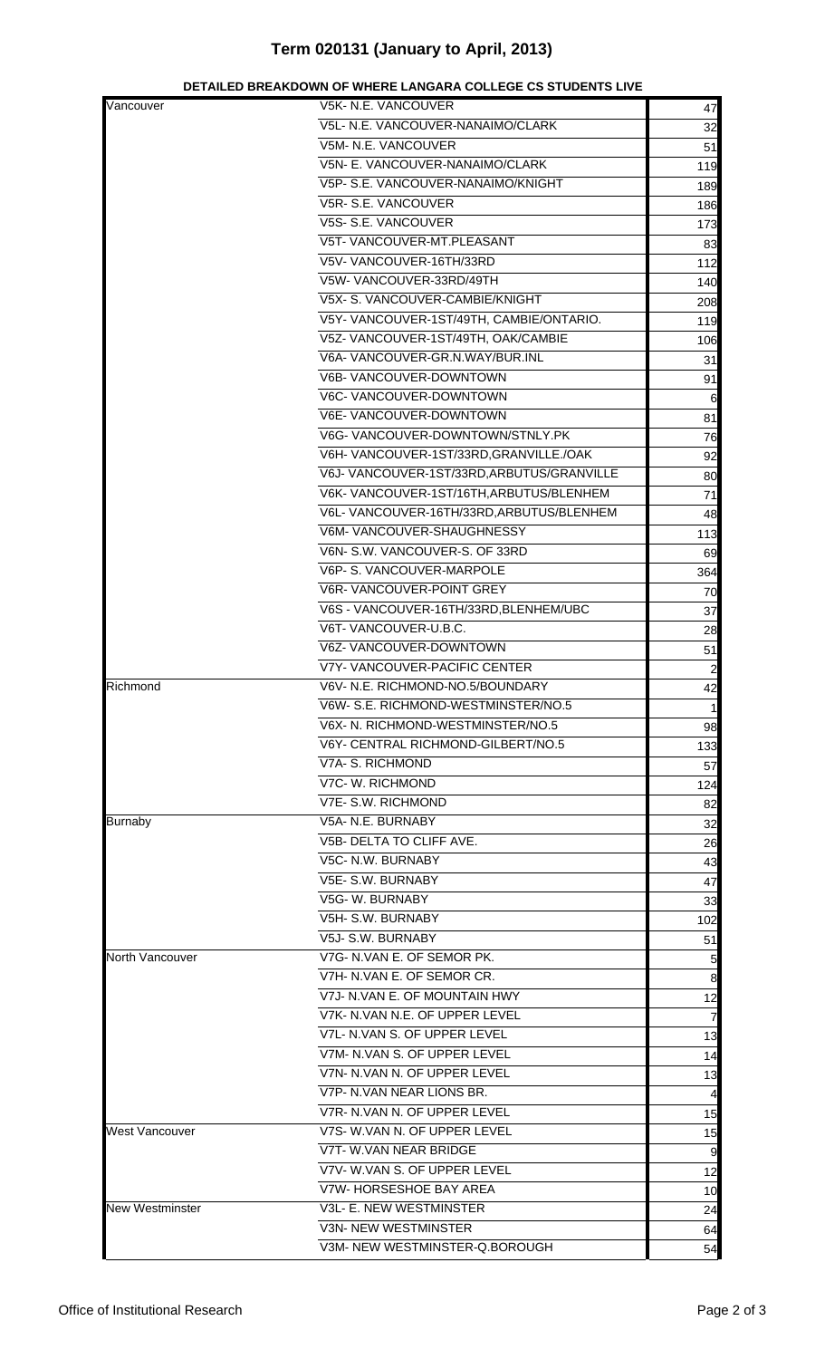# Term 020131 (January to April, 2013)

## DETAILED BREAKDOWN OF WHERE LANGARA COLLEGE CS STUDENTS LIVE

| | | |
|---|---|---|
| Vancouver | V5K- N.E. VANCOUVER | 47 |
| | V5L- N.E. VANCOUVER-NANAIMO/CLARK | 32 |
| | V5M- N.E. VANCOUVER | 51 |
| | V5N- E. VANCOUVER-NANAIMO/CLARK | 119 |
| | V5P- S.E. VANCOUVER-NANAIMO/KNIGHT | 189 |
| | V5R- S.E. VANCOUVER | 186 |
| | V5S- S.E. VANCOUVER | 173 |
| | V5T- VANCOUVER-MT.PLEASANT | 83 |
| | V5V- VANCOUVER-16TH/33RD | 112 |
| | V5W- VANCOUVER-33RD/49TH | 140 |
| | V5X- S. VANCOUVER-CAMBIE/KNIGHT | 208 |
| | V5Y- VANCOUVER-1ST/49TH, CAMBIE/ONTARIO. | 119 |
| | V5Z- VANCOUVER-1ST/49TH, OAK/CAMBIE | 106 |
| | V6A- VANCOUVER-GR.N.WAY/BUR.INL | 31 |
| | V6B- VANCOUVER-DOWNTOWN | 91 |
| | V6C- VANCOUVER-DOWNTOWN | 6 |
| | V6E- VANCOUVER-DOWNTOWN | 81 |
| | V6G- VANCOUVER-DOWNTOWN/STNLY.PK | 76 |
| | V6H- VANCOUVER-1ST/33RD,GRANVILLE./OAK | 92 |
| | V6J- VANCOUVER-1ST/33RD,ARBUTUS/GRANVILLE | 80 |
| | V6K- VANCOUVER-1ST/16TH,ARBUTUS/BLENHEM | 71 |
| | V6L- VANCOUVER-16TH/33RD,ARBUTUS/BLENHEM | 48 |
| | V6M- VANCOUVER-SHAUGHNESSY | 113 |
| | V6N- S.W. VANCOUVER-S. OF 33RD | 69 |
| | V6P- S. VANCOUVER-MARPOLE | 364 |
| | V6R- VANCOUVER-POINT GREY | 70 |
| | V6S - VANCOUVER-16TH/33RD,BLENHEM/UBC | 37 |
| | V6T- VANCOUVER-U.B.C. | 28 |
| | V6Z- VANCOUVER-DOWNTOWN | 51 |
| | V7Y- VANCOUVER-PACIFIC CENTER | 2 |
| Richmond | V6V- N.E. RICHMOND-NO.5/BOUNDARY | 42 |
| | V6W- S.E. RICHMOND-WESTMINSTER/NO.5 | 1 |
| | V6X- N. RICHMOND-WESTMINSTER/NO.5 | 98 |
| | V6Y- CENTRAL RICHMOND-GILBERT/NO.5 | 133 |
| | V7A- S. RICHMOND | 57 |
| | V7C- W. RICHMOND | 124 |
| | V7E- S.W. RICHMOND | 82 |
| Burnaby | V5A- N.E. BURNABY | 32 |
| | V5B- DELTA TO CLIFF AVE. | 26 |
| | V5C- N.W. BURNABY | 43 |
| | V5E- S.W. BURNABY | 47 |
| | V5G- W. BURNABY | 33 |
| | V5H- S.W. BURNABY | 102 |
| | V5J- S.W. BURNABY | 51 |
| North Vancouver | V7G- N.VAN E. OF SEMOR PK. | 5 |
| | V7H- N.VAN E. OF SEMOR CR. | 8 |
| | V7J- N.VAN E. OF MOUNTAIN HWY | 12 |
| | V7K- N.VAN N.E. OF UPPER LEVEL | 7 |
| | V7L- N.VAN S. OF UPPER LEVEL | 13 |
| | V7M- N.VAN S. OF UPPER LEVEL | 14 |
| | V7N- N.VAN N. OF UPPER LEVEL | 13 |
| | V7P- N.VAN NEAR LIONS BR. | 4 |
| | V7R- N.VAN N. OF UPPER LEVEL | 15 |
| West Vancouver | V7S- W.VAN N. OF UPPER LEVEL | 15 |
| | V7T- W.VAN NEAR BRIDGE | 9 |
| | V7V- W.VAN S. OF UPPER LEVEL | 12 |
| | V7W- HORSESHOE BAY AREA | 10 |
| New Westminster | V3L- E. NEW WESTMINSTER | 24 |
| | V3N- NEW WESTMINSTER | 64 |
| | V3M- NEW WESTMINSTER-Q.BOROUGH | 54 |

Office of Institutional Research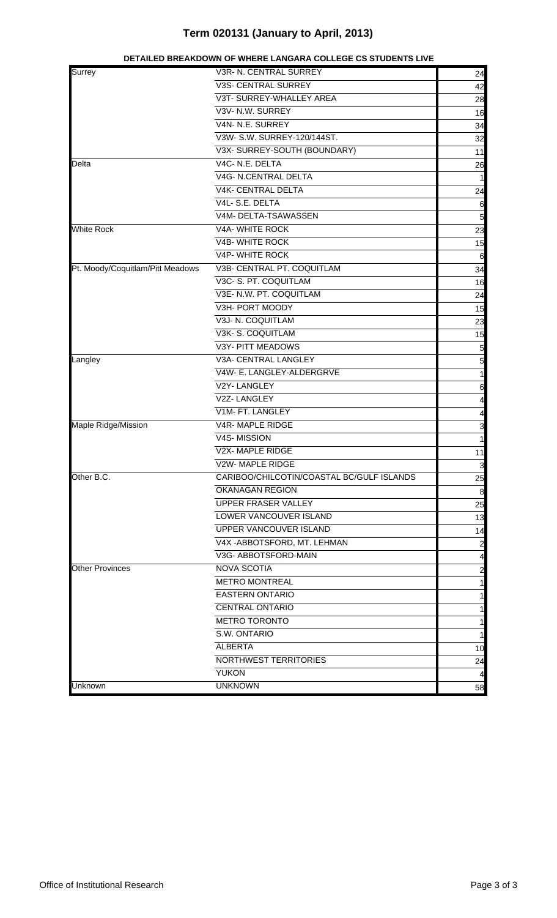# Term 020131 (January to April, 2013)

## DETAILED BREAKDOWN OF WHERE LANGARA COLLEGE CS STUDENTS LIVE

| | | |
|---|---|---|
| Surrey | V3R- N. CENTRAL SURREY | 24 |
| | V3S- CENTRAL SURREY | 42 |
| | V3T- SURREY-WHALLEY AREA | 28 |
| | V3V- N.W. SURREY | 16 |
| | V4N- N.E. SURREY | 34 |
| | V3W- S.W. SURREY-120/144ST. | 32 |
| | V3X- SURREY-SOUTH (BOUNDARY) | 11 |
| Delta | V4C- N.E. DELTA | 26 |
| | V4G- N.CENTRAL DELTA | 1 |
| | V4K- CENTRAL DELTA | 24 |
| | V4L- S.E. DELTA | 6 |
| | V4M- DELTA-TSAWASSEN | 5 |
| White Rock | V4A- WHITE ROCK | 23 |
| | V4B- WHITE ROCK | 15 |
| | V4P- WHITE ROCK | 6 |
| Pt. Moody/Coquitlam/Pitt Meadows | V3B- CENTRAL PT. COQUITLAM | 34 |
| | V3C- S. PT. COQUITLAM | 16 |
| | V3E- N.W. PT. COQUITLAM | 24 |
| | V3H- PORT MOODY | 15 |
| | V3J- N. COQUITLAM | 23 |
| | V3K- S. COQUITLAM | 15 |
| | V3Y- PITT MEADOWS | 5 |
| Langley | V3A- CENTRAL LANGLEY | 5 |
| | V4W- E. LANGLEY-ALDERGRVE | 1 |
| | V2Y- LANGLEY | 6 |
| | V2Z- LANGLEY | 4 |
| | V1M- FT. LANGLEY | 4 |
| Maple Ridge/Mission | V4R- MAPLE RIDGE | 3 |
| | V4S- MISSION | 1 |
| | V2X- MAPLE RIDGE | 11 |
| | V2W- MAPLE RIDGE | 3 |
| Other B.C. | CARIBOO/CHILCOTIN/COASTAL BC/GULF ISLANDS | 25 |
| | OKANAGAN REGION | 8 |
| | UPPER FRASER VALLEY | 25 |
| | LOWER VANCOUVER ISLAND | 13 |
| | UPPER VANCOUVER ISLAND | 14 |
| | V4X -ABBOTSFORD, MT. LEHMAN | 2 |
| | V3G- ABBOTSFORD-MAIN | 4 |
| Other Provinces | NOVA SCOTIA | 2 |
| | METRO MONTREAL | 1 |
| | EASTERN ONTARIO | 1 |
| | CENTRAL ONTARIO | 1 |
| | METRO TORONTO | 1 |
| | S.W. ONTARIO | 1 |
| | ALBERTA | 10 |
| | NORTHWEST TERRITORIES | 24 |
| | YUKON | 4 |
| Unknown | UNKNOWN | 58 |

Office of Institutional Research